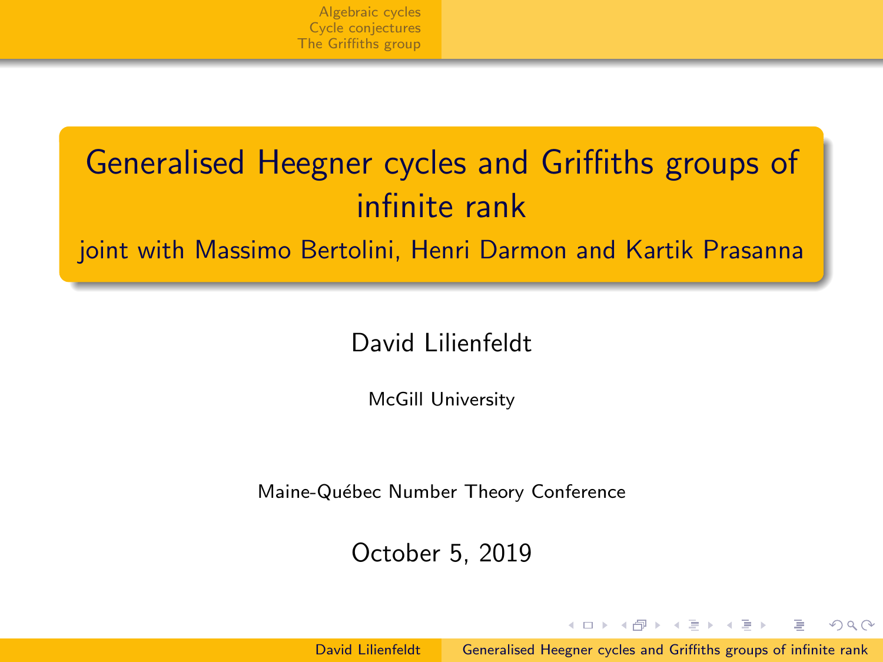# Generalised Heegner cycles and Griffiths groups of infinite rank

joint with Massimo Bertolini, Henri Darmon and Kartik Prasanna

David Lilienfeldt

McGill University

Maine-Québec Number Theory Conference

October 5, 2019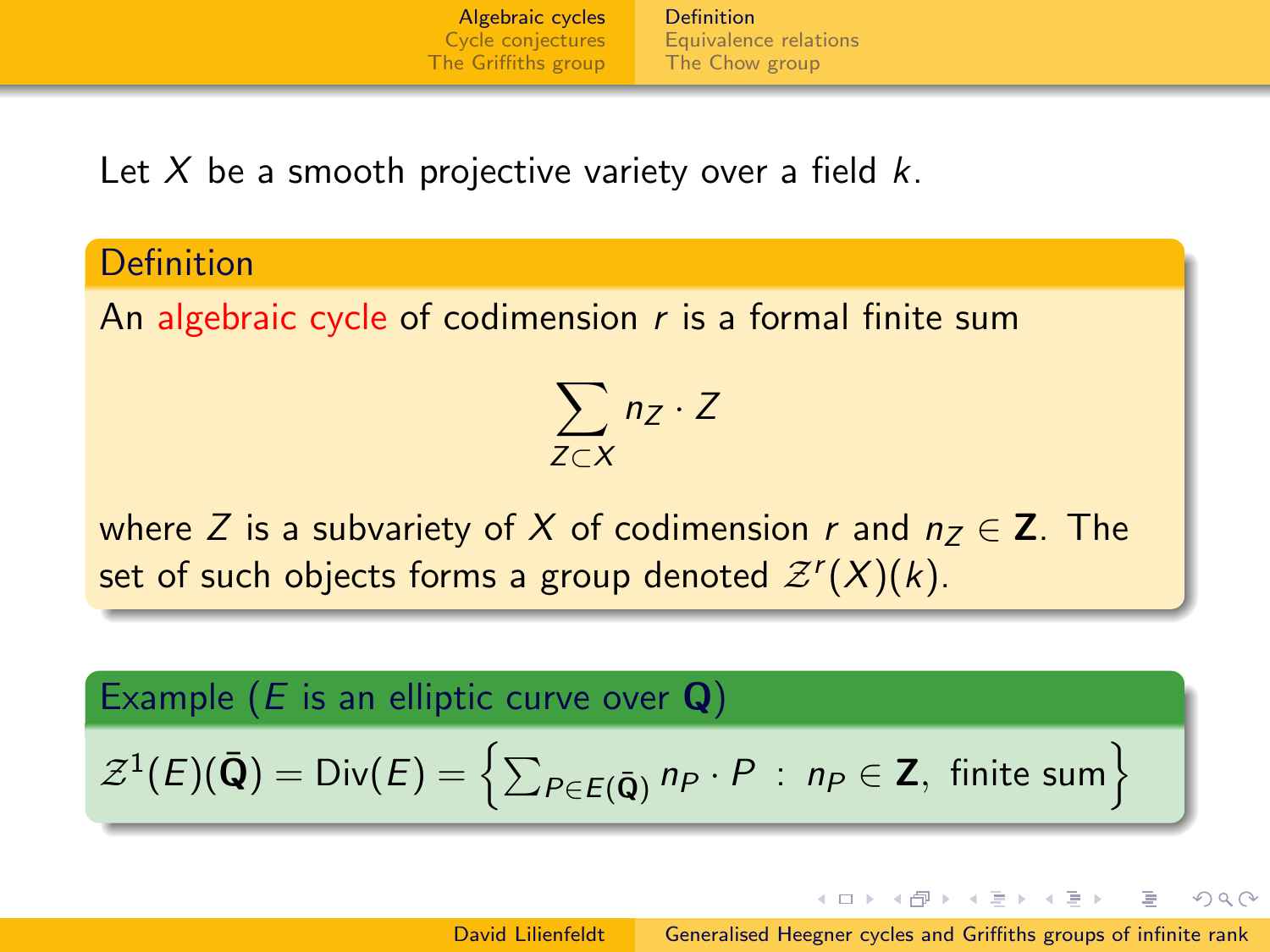Let $X$ be a smooth projective variety over a field $k$.

**Definition**

An algebraic cycle of codimension $r$ is a formal finite sum

$$\sum_{Z \subset X} n_Z \cdot Z$$

where $Z$ is a subvariety of $X$ of codimension $r$ and $n_Z \in \mathbf{Z}$. The set of such objects forms a group denoted $\mathcal{Z}^r(X)(k)$.

**Example** ($E$ is an elliptic curve over $\mathbf{Q}$)

$$\mathcal{Z}^1(E)(\bar{\mathbf{Q}}) = \mathrm{Div}(E) = \left\{ \sum_{P \in E(\bar{\mathbf{Q}})} n_P \cdot P \ : \ n_P \in \mathbf{Z}, \text{ finite sum} \right\}$$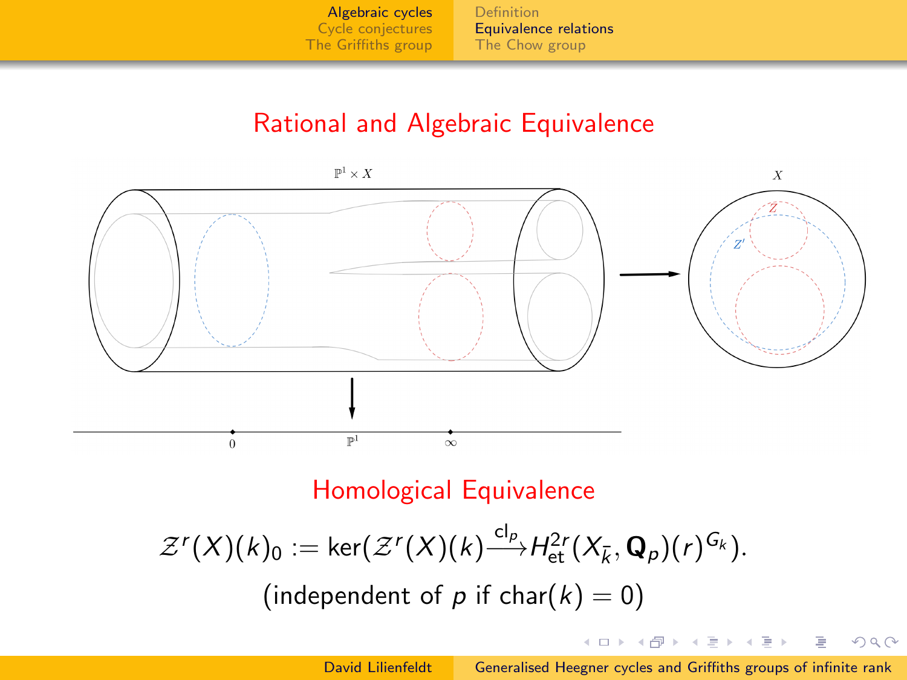## Rational and Algebraic Equivalence

## Homological Equivalence

$$\mathcal{Z}^r(X)(k)_0 := \ker(\mathcal{Z}^r(X)(k) \xrightarrow{\mathrm{cl}_p} H^{2r}_{\mathrm{et}}(X_{\bar{k}}, \mathbf{Q}_p)(r)^{G_k}).$$

(independent of $p$ if $\mathrm{char}(k) = 0$)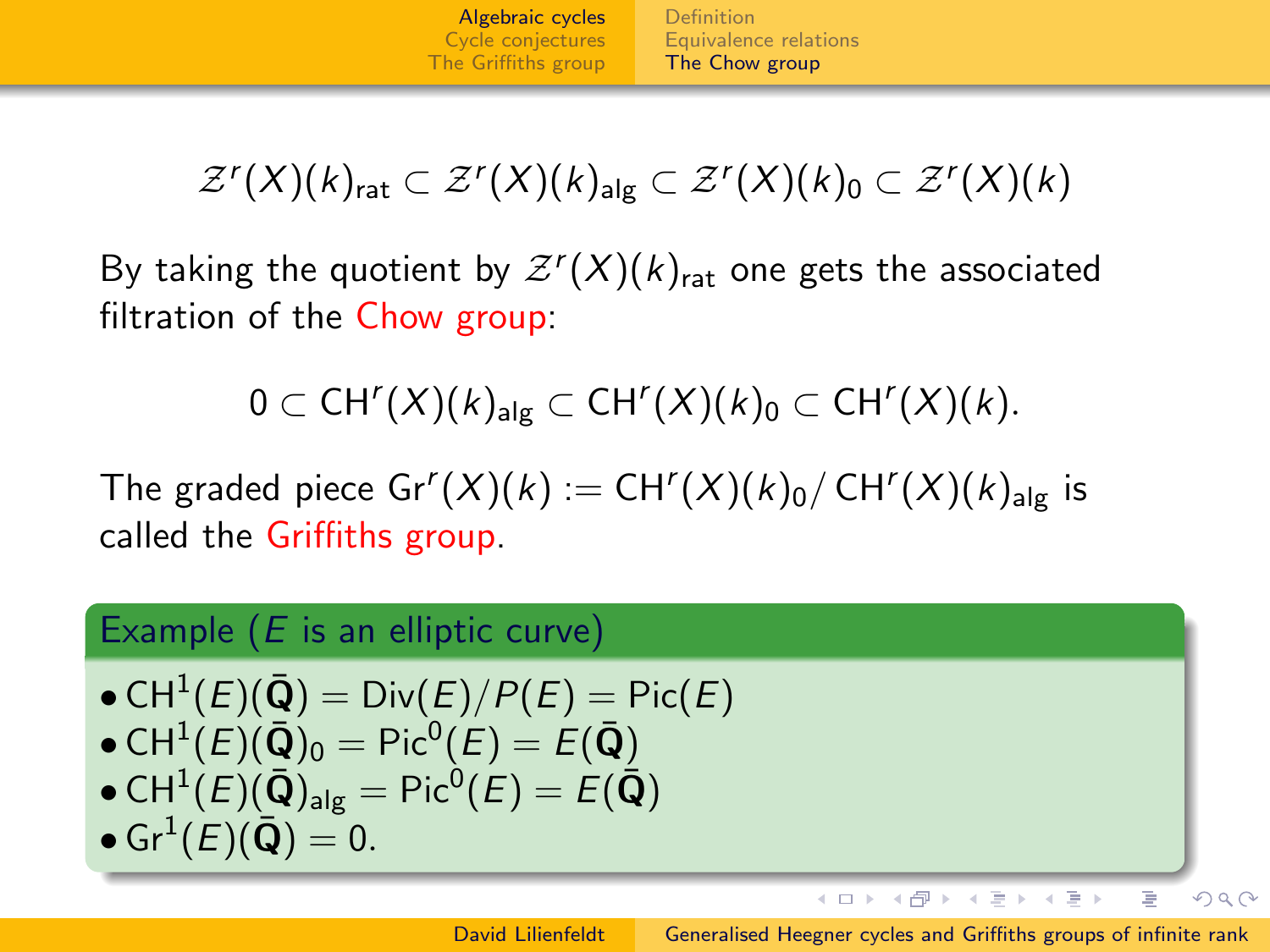$$\mathcal{Z}^r(X)(k)_{\text{rat}} \subset \mathcal{Z}^r(X)(k)_{\text{alg}} \subset \mathcal{Z}^r(X)(k)_0 \subset \mathcal{Z}^r(X)(k)$$

By taking the quotient by $\mathcal{Z}^r(X)(k)_{\text{rat}}$ one gets the associated filtration of the Chow group:

$$0 \subset \mathrm{CH}^r(X)(k)_{\text{alg}} \subset \mathrm{CH}^r(X)(k)_0 \subset \mathrm{CH}^r(X)(k).$$

The graded piece $\mathrm{Gr}^r(X)(k) := \mathrm{CH}^r(X)(k)_0 / \mathrm{CH}^r(X)(k)_{\text{alg}}$ is called the Griffiths group.

**Example ($E$ is an elliptic curve)**

- $\mathrm{CH}^1(E)(\bar{\mathbf{Q}}) = \mathrm{Div}(E)/P(E) = \mathrm{Pic}(E)$
- $\mathrm{CH}^1(E)(\bar{\mathbf{Q}})_0 = \mathrm{Pic}^0(E) = E(\bar{\mathbf{Q}})$
- $\mathrm{CH}^1(E)(\bar{\mathbf{Q}})_{\text{alg}} = \mathrm{Pic}^0(E) = E(\bar{\mathbf{Q}})$
- $\mathrm{Gr}^1(E)(\bar{\mathbf{Q}}) = 0.$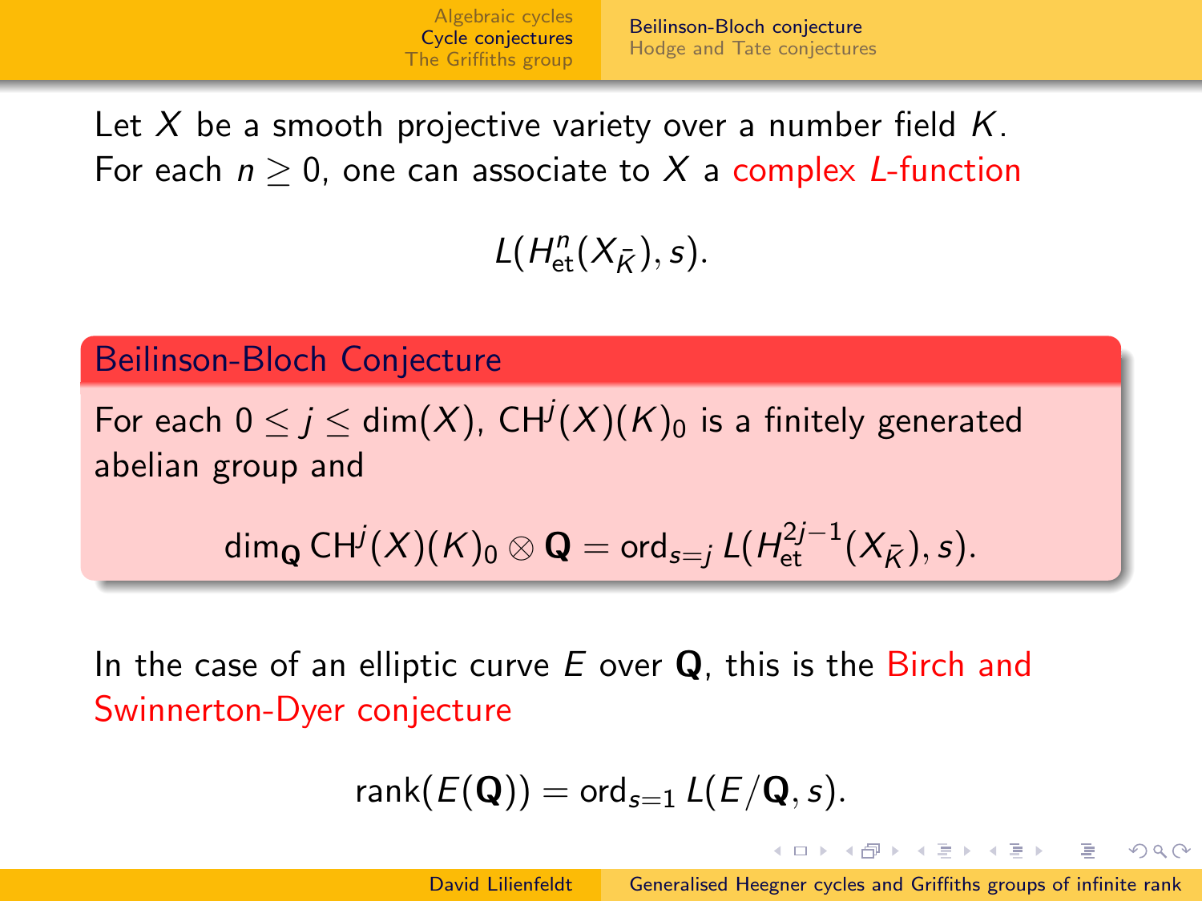Let $X$ be a smooth projective variety over a number field $K$. For each $n \geq 0$, one can associate to $X$ a complex $L$-function

$$L(H^n_{\text{et}}(X_{\bar{K}}), s).$$

**Beilinson-Bloch Conjecture**

For each $0 \leq j \leq \dim(X)$, $\mathrm{CH}^j(X)(K)_0$ is a finitely generated abelian group and

$$\dim_{\mathbf{Q}} \mathrm{CH}^j(X)(K)_0 \otimes \mathbf{Q} = \mathrm{ord}_{s=j} L(H^{2j-1}_{\text{et}}(X_{\bar{K}}), s).$$

In the case of an elliptic curve $E$ over $\mathbf{Q}$, this is the Birch and Swinnerton-Dyer conjecture

$$\mathrm{rank}(E(\mathbf{Q})) = \mathrm{ord}_{s=1} L(E/\mathbf{Q}, s).$$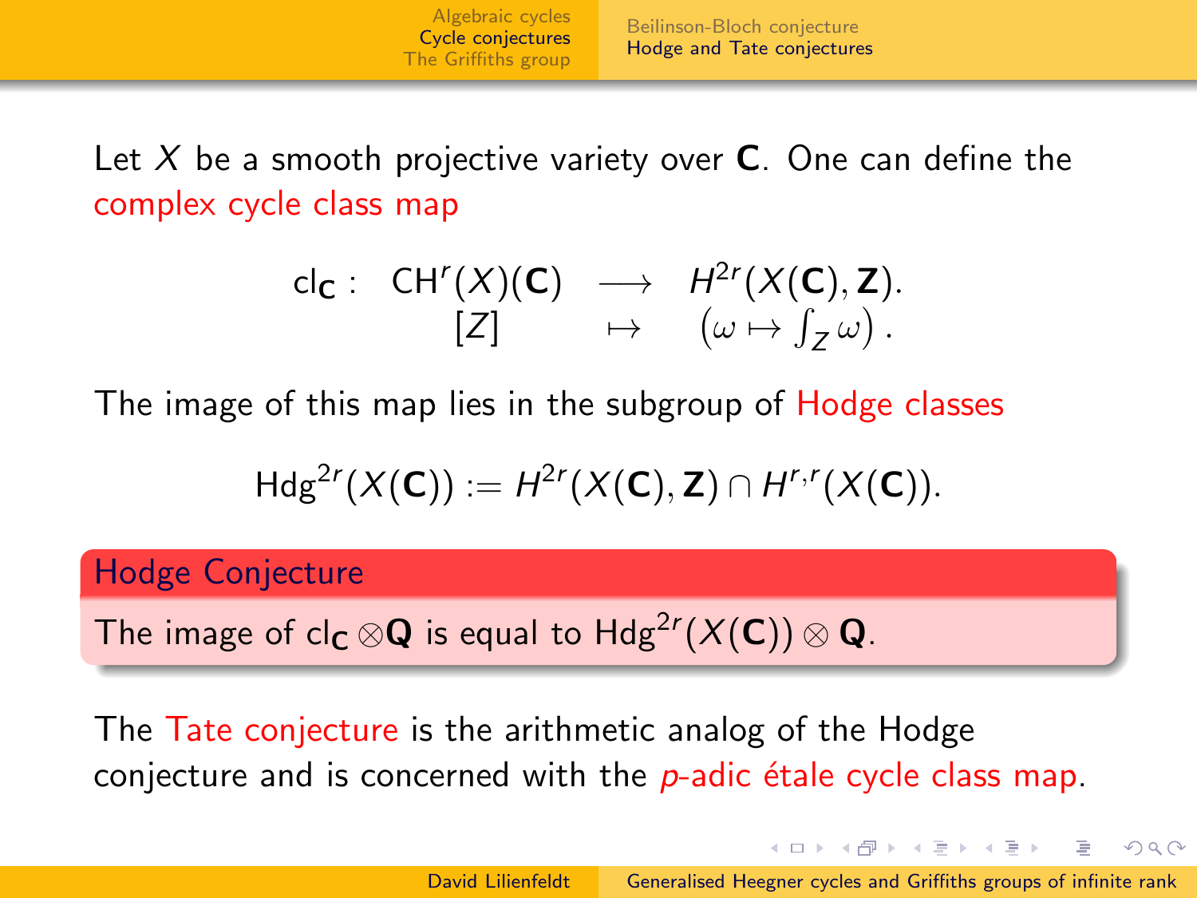Let $X$ be a smooth projective variety over $\mathbf{C}$. One can define the complex cycle class map

$$\begin{array}{rccc} \mathrm{cl}_{\mathbf{C}}: & \mathrm{CH}^r(X)(\mathbf{C}) & \longrightarrow & H^{2r}(X(\mathbf{C}), \mathbf{Z}). \\ & [Z] & \mapsto & \left(\omega \mapsto \int_Z \omega\right). \end{array}$$

The image of this map lies in the subgroup of Hodge classes

$$\mathrm{Hdg}^{2r}(X(\mathbf{C})) := H^{2r}(X(\mathbf{C}), \mathbf{Z}) \cap H^{r,r}(X(\mathbf{C})).$$

**Hodge Conjecture**

The image of $\mathrm{cl}_{\mathbf{C}} \otimes \mathbf{Q}$ is equal to $\mathrm{Hdg}^{2r}(X(\mathbf{C})) \otimes \mathbf{Q}$.

The Tate conjecture is the arithmetic analog of the Hodge conjecture and is concerned with the $p$-adic étale cycle class map.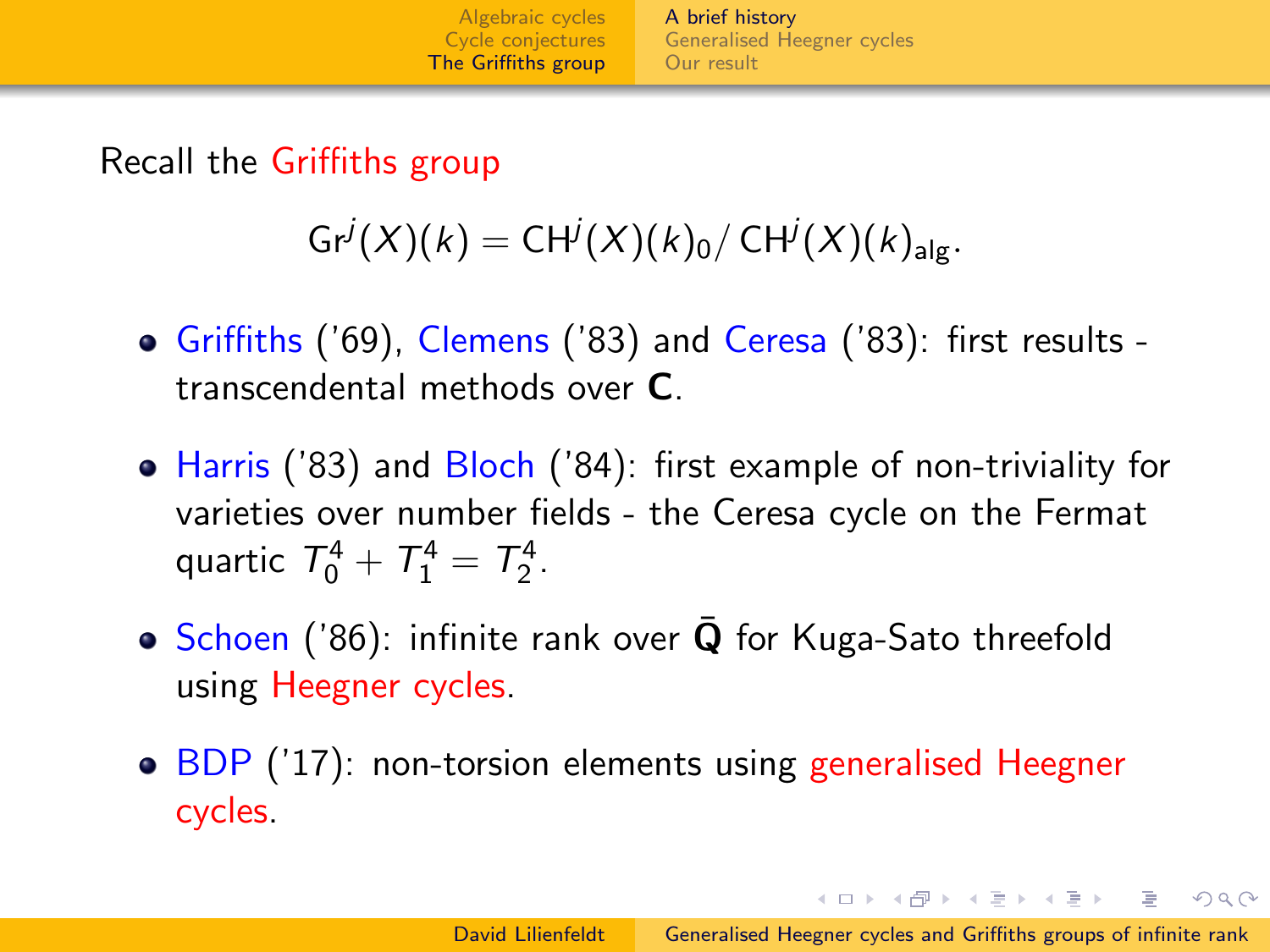Recall the Griffiths group

$$\mathrm{Gr}^j(X)(k) = \mathrm{CH}^j(X)(k)_0 / \mathrm{CH}^j(X)(k)_{\mathrm{alg}}.$$

- Griffiths ('69), Clemens ('83) and Ceresa ('83): first results - transcendental methods over $\mathbf{C}$.
- Harris ('83) and Bloch ('84): first example of non-triviality for varieties over number fields - the Ceresa cycle on the Fermat quartic $T_0^4 + T_1^4 = T_2^4$.
- Schoen ('86): infinite rank over $\bar{\mathbf{Q}}$ for Kuga-Sato threefold using Heegner cycles.
- BDP ('17): non-torsion elements using generalised Heegner cycles.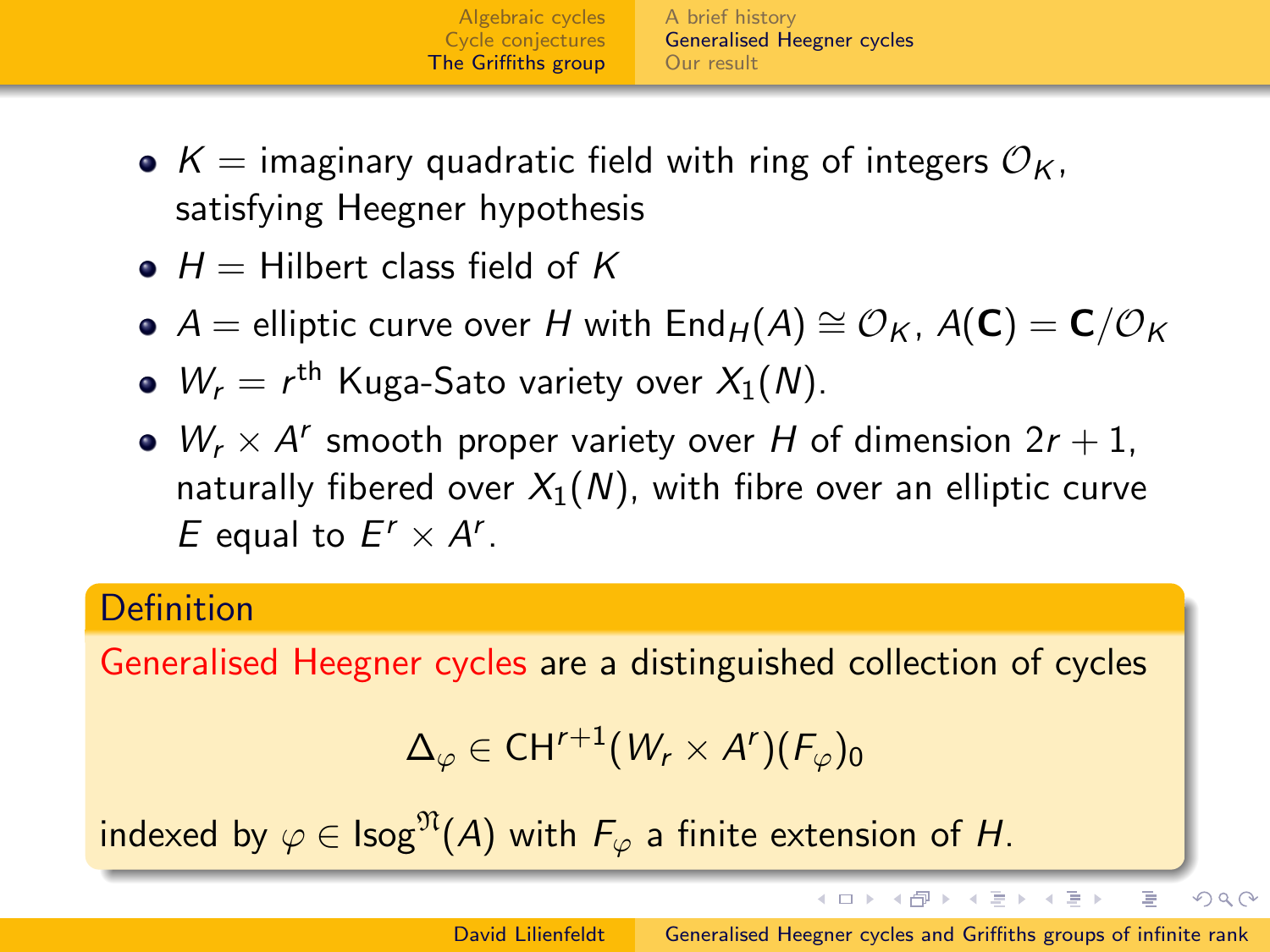- $K$ = imaginary quadratic field with ring of integers $\mathcal{O}_K$, satisfying Heegner hypothesis
- $H$ = Hilbert class field of $K$
- $A$ = elliptic curve over $H$ with $\mathrm{End}_H(A) \cong \mathcal{O}_K$, $A(\mathbf{C}) = \mathbf{C}/\mathcal{O}_K$
- $W_r = r^{\text{th}}$ Kuga-Sato variety over $X_1(N)$.
- $W_r \times A^r$ smooth proper variety over $H$ of dimension $2r+1$, naturally fibered over $X_1(N)$, with fibre over an elliptic curve $E$ equal to $E^r \times A^r$.

**Definition**

Generalised Heegner cycles are a distinguished collection of cycles

$$\Delta_\varphi \in \mathrm{CH}^{r+1}(W_r \times A^r)(F_\varphi)_0$$

indexed by $\varphi \in \mathrm{Isog}^{\mathfrak{N}}(A)$ with $F_\varphi$ a finite extension of $H$.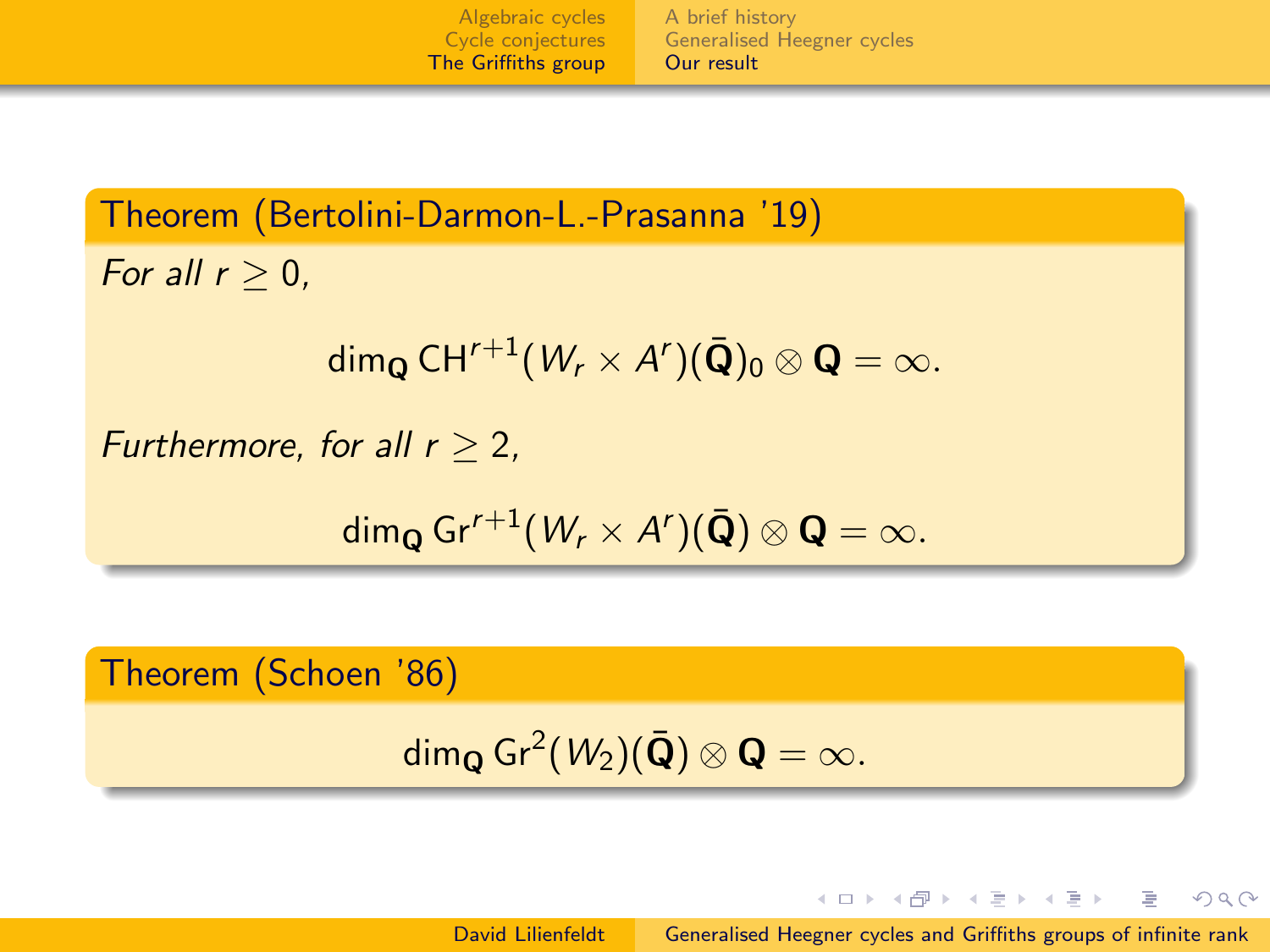**Theorem (Bertolini-Darmon-L.-Prasanna '19)**

*For all $r \geq 0$,*

$$\dim_{\mathbf{Q}} \mathrm{CH}^{r+1}(W_r \times A^r)(\bar{\mathbf{Q}})_0 \otimes \mathbf{Q} = \infty.$$

*Furthermore, for all $r \geq 2$,*

$$\dim_{\mathbf{Q}} \mathrm{Gr}^{r+1}(W_r \times A^r)(\bar{\mathbf{Q}}) \otimes \mathbf{Q} = \infty.$$

**Theorem (Schoen '86)**

$$\dim_{\mathbf{Q}} \mathrm{Gr}^2(W_2)(\bar{\mathbf{Q}}) \otimes \mathbf{Q} = \infty.$$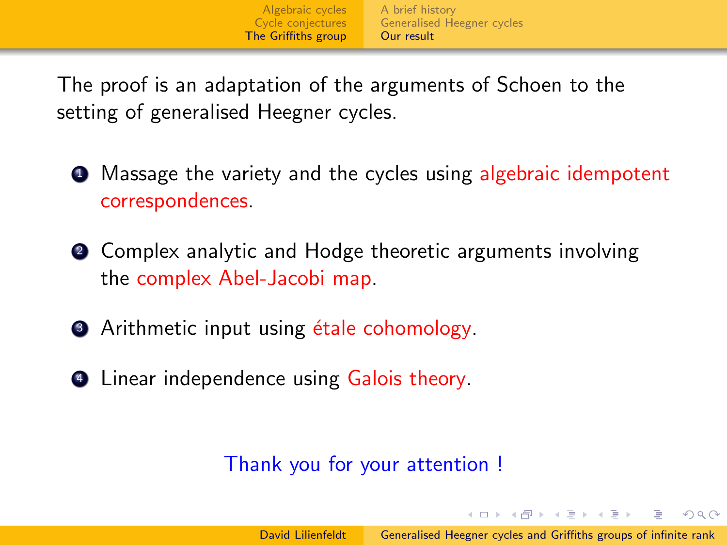The proof is an adaptation of the arguments of Schoen to the setting of generalised Heegner cycles.

1. Massage the variety and the cycles using algebraic idempotent correspondences.
2. Complex analytic and Hodge theoretic arguments involving the complex Abel-Jacobi map.
3. Arithmetic input using étale cohomology.
4. Linear independence using Galois theory.

Thank you for your attention !